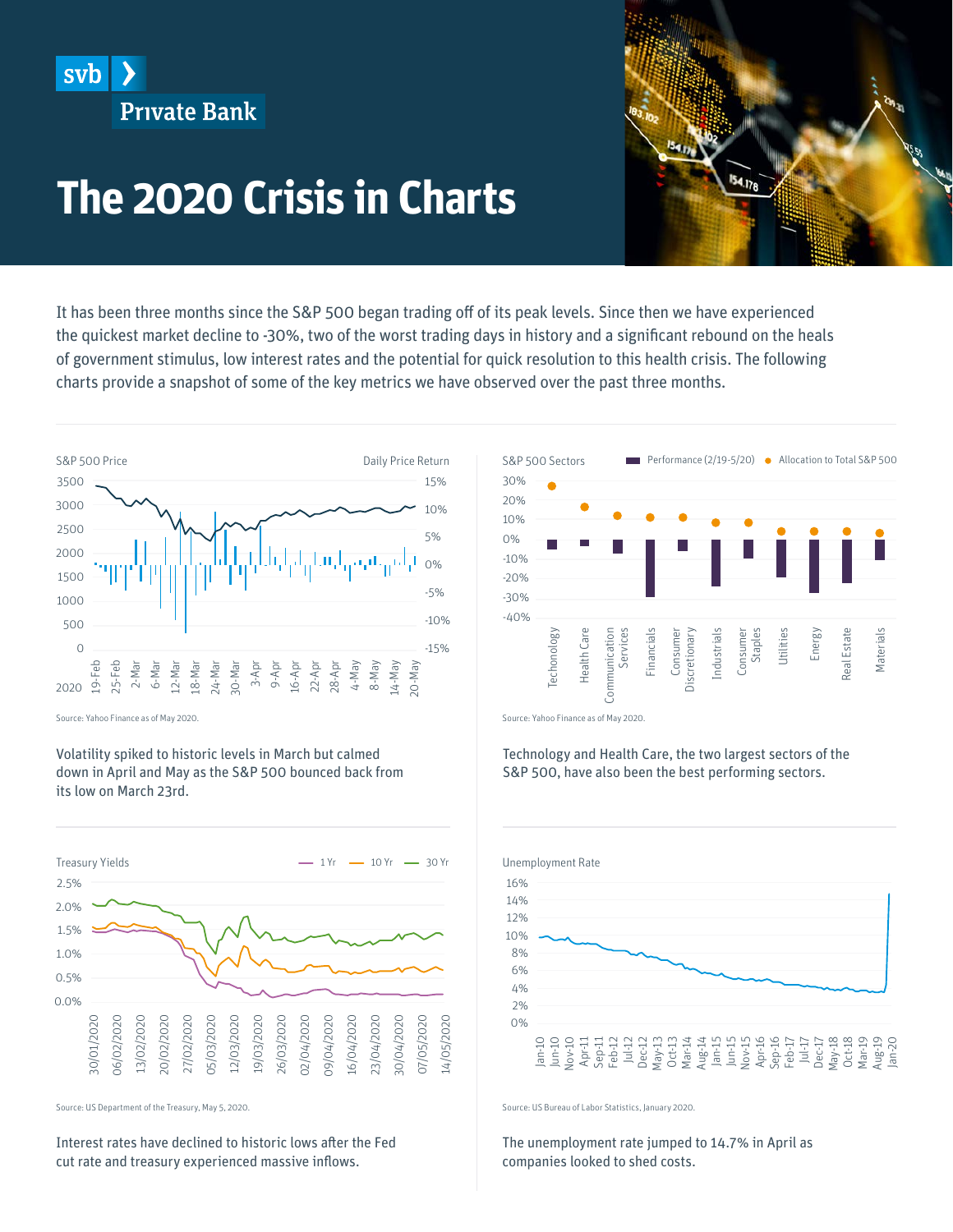svb Private Bank

# The 2020 Crisis in Charts

It has been three months since the S&P 500 began trading off of its peak levels. Since then we have experienced the quickest market decline to -30%, two of the worst trading days in history and a significant rebound on the heals of government stimulus, low interest rates and the potential for quick resolution to this health crisis. The following charts provide a snapshot of some of the key metrics we have observed over the past three months.

S&P 500 Price — Daily Price Return

Source: Yahoo Finance as of May 2020.

Volatility spiked to historic levels in March but calmed down in April and May as the S&P 500 bounced back from its low on March 23rd.

S&P 500 Sectors — Performance (2/19-5/20) — Allocation to Total S&P 500

Source: Yahoo Finance as of May 2020.

Technology and Health Care, the two largest sectors of the S&P 500, have also been the best performing sectors.

Treasury Yields — 1 Yr, 10 Yr, 30 Yr

Source: US Department of the Treasury, May 5, 2020.

Interest rates have declined to historic lows after the Fed cut rate and treasury experienced massive inflows.

Unemployment Rate

Source: US Bureau of Labor Statistics, January 2020.

The unemployment rate jumped to 14.7% in April as companies looked to shed costs.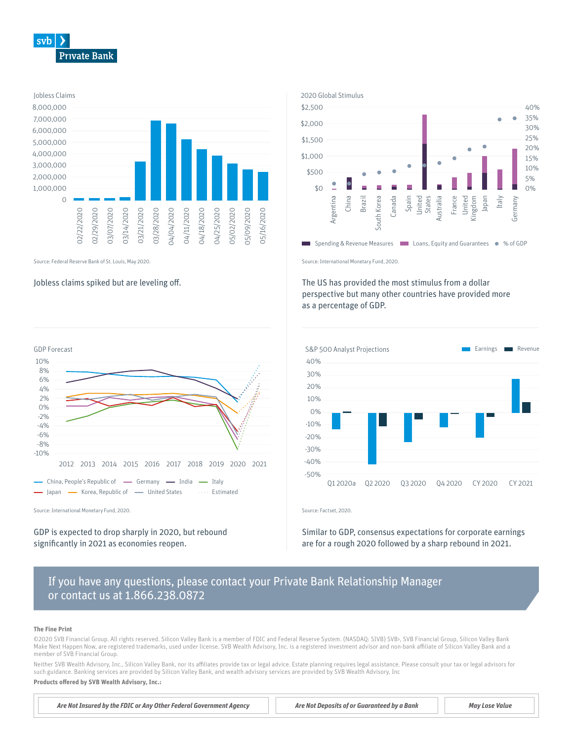Jobless Claims

8,000,000
7,000,000
6,000,000
5,000,000
4,000,000
3,000,000
2,000,000
1,000,000
0

02/22/2020
02/29/2020
03/07/2020
03/14/2020
03/21/2020
03/28/2020
04/04/2020
04/11/2020
04/18/2020
04/25/2020
05/02/2020
05/09/2020
05/16/2020

Source: Federal Reserve Bank of St. Louis, May 2020.

Jobless claims spiked but are leveling off.

2020 Global Stimulus

$2,500
$2,000
$1,500
$1,000
$500
$0

40%
35%
30%
25%
20%
15%
10%
5%
0%

Argentina
China
Brazil
South Korea
Canada
Spain
United States
Australia
France
United Kingdom
Japan
Italy
Germany

Spending & Revenue Measures
Loans, Equity and Guarantees
% of GDP

Source: International Monetary Fund, 2020.

The US has provided the most stimulus from a dollar perspective but many other countries have provided more as a percentage of GDP.

GDP Forecast

10%
8%
6%
4%
2%
0%
-2%
-4%
-6%
-8%
-10%

2012 2013 2014 2015 2016 2017 2018 2019 2020 2021

China, People's Republic of
Germany
India
Italy
Japan
Korea, Republic of
United States
Estimated

Source: International Monetary Fund, 2020.

GDP is expected to drop sharply in 2020, but rebound significantly in 2021 as economies reopen.

S&P 500 Analyst Projections

Earnings
Revenue

40%
30%
20%
10%
0%
-10%
-20%
-30%
-40%
-50%

Q1 2020a
Q2 2020
Q3 2020
Q4 2020
CY 2020
CY 2021

Source: Factset, 2020.

Similar to GDP, consensus expectations for corporate earnings are for a rough 2020 followed by a sharp rebound in 2021.

If you have any questions, please contact your Private Bank Relationship Manager or contact us at 1.866.238.0872

**The Fine Print**

©2020 SVB Financial Group. All rights reserved. Silicon Valley Bank is a member of FDIC and Federal Reserve System. (NASDAQ: SIVB) SVB›, SVB Financial Group, Silicon Valley Bank Make Next Happen Now, are registered trademarks, used under license. SVB Wealth Advisory, Inc. is a registered investment advisor and non-bank affiliate of Silicon Valley Bank and a member of SVB Financial Group.

Neither SVB Wealth Advisory, Inc., Silicon Valley Bank, nor its affiliates provide tax or legal advice. Estate planning requires legal assistance. Please consult your tax or legal advisors for such guidance. Banking services are provided by Silicon Valley Bank, and wealth advisory services are provided by SVB Wealth Advisory, Inc

**Products offered by SVB Wealth Advisory, Inc.:**

| | | |
|---|---|---|
| ***Are Not Insured by the FDIC or Any Other Federal Government Agency*** | ***Are Not Deposits of or Guaranteed by a Bank*** | ***May Lose Value*** |